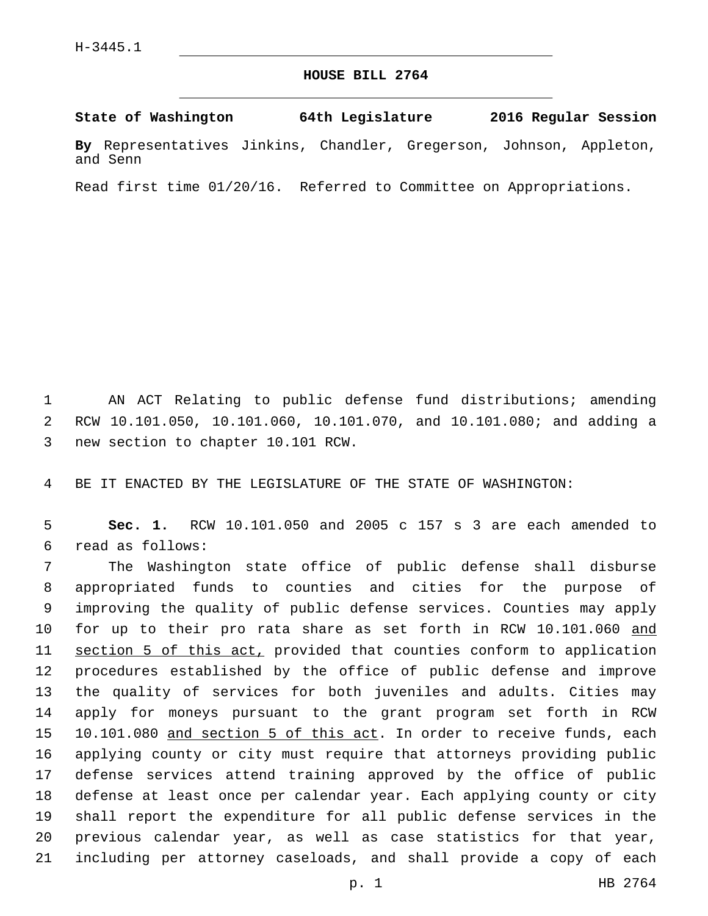H-3445.1

# HOUSE BILL 2764

**State of Washington 64th Legislature 2016 Regular Session**

**By** Representatives Jinkins, Chandler, Gregerson, Johnson, Appleton, and Senn

Read first time 01/20/16. Referred to Committee on Appropriations.

AN ACT Relating to public defense fund distributions; amending RCW 10.101.050, 10.101.060, 10.101.070, and 10.101.080; and adding a new section to chapter 10.101 RCW.

BE IT ENACTED BY THE LEGISLATURE OF THE STATE OF WASHINGTON:

**Sec. 1.** RCW 10.101.050 and 2005 c 157 s 3 are each amended to read as follows:

The Washington state office of public defense shall disburse appropriated funds to counties and cities for the purpose of improving the quality of public defense services. Counties may apply for up to their pro rata share as set forth in RCW 10.101.060 <u>and section 5 of this act,</u> provided that counties conform to application procedures established by the office of public defense and improve the quality of services for both juveniles and adults. Cities may apply for moneys pursuant to the grant program set forth in RCW 10.101.080 <u>and section 5 of this act</u>. In order to receive funds, each applying county or city must require that attorneys providing public defense services attend training approved by the office of public defense at least once per calendar year. Each applying county or city shall report the expenditure for all public defense services in the previous calendar year, as well as case statistics for that year, including per attorney caseloads, and shall provide a copy of each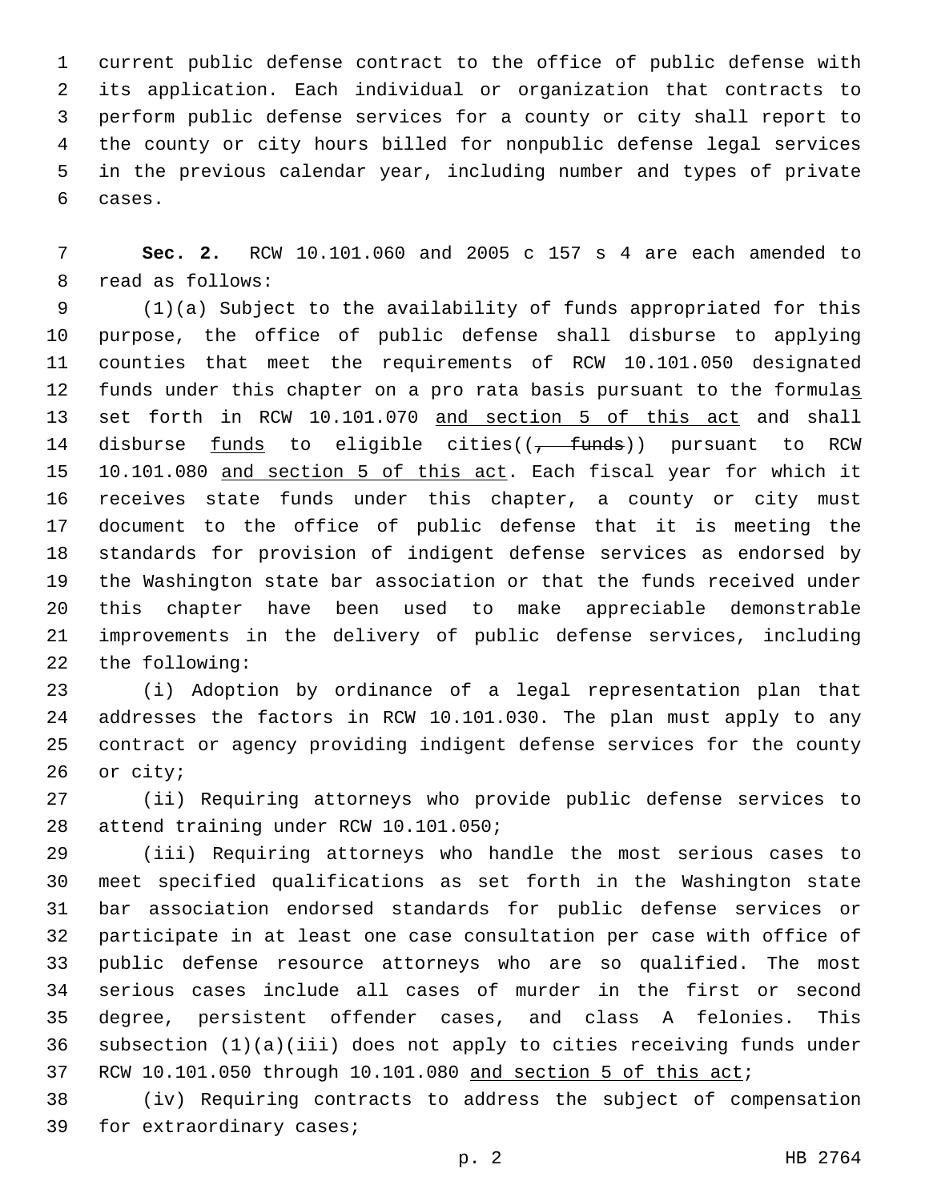current public defense contract to the office of public defense with its application. Each individual or organization that contracts to perform public defense services for a county or city shall report to the county or city hours billed for nonpublic defense legal services in the previous calendar year, including number and types of private cases.

**Sec. 2.** RCW 10.101.060 and 2005 c 157 s 4 are each amended to read as follows:

(1)(a) Subject to the availability of funds appropriated for this purpose, the office of public defense shall disburse to applying counties that meet the requirements of RCW 10.101.050 designated funds under this chapter on a pro rata basis pursuant to the formulas set forth in RCW 10.101.070 and section 5 of this act and shall disburse funds to eligible cities((, funds)) pursuant to RCW 10.101.080 and section 5 of this act. Each fiscal year for which it receives state funds under this chapter, a county or city must document to the office of public defense that it is meeting the standards for provision of indigent defense services as endorsed by the Washington state bar association or that the funds received under this chapter have been used to make appreciable demonstrable improvements in the delivery of public defense services, including the following:

(i) Adoption by ordinance of a legal representation plan that addresses the factors in RCW 10.101.030. The plan must apply to any contract or agency providing indigent defense services for the county or city;

(ii) Requiring attorneys who provide public defense services to attend training under RCW 10.101.050;

(iii) Requiring attorneys who handle the most serious cases to meet specified qualifications as set forth in the Washington state bar association endorsed standards for public defense services or participate in at least one case consultation per case with office of public defense resource attorneys who are so qualified. The most serious cases include all cases of murder in the first or second degree, persistent offender cases, and class A felonies. This subsection (1)(a)(iii) does not apply to cities receiving funds under RCW 10.101.050 through 10.101.080 and section 5 of this act;

(iv) Requiring contracts to address the subject of compensation for extraordinary cases;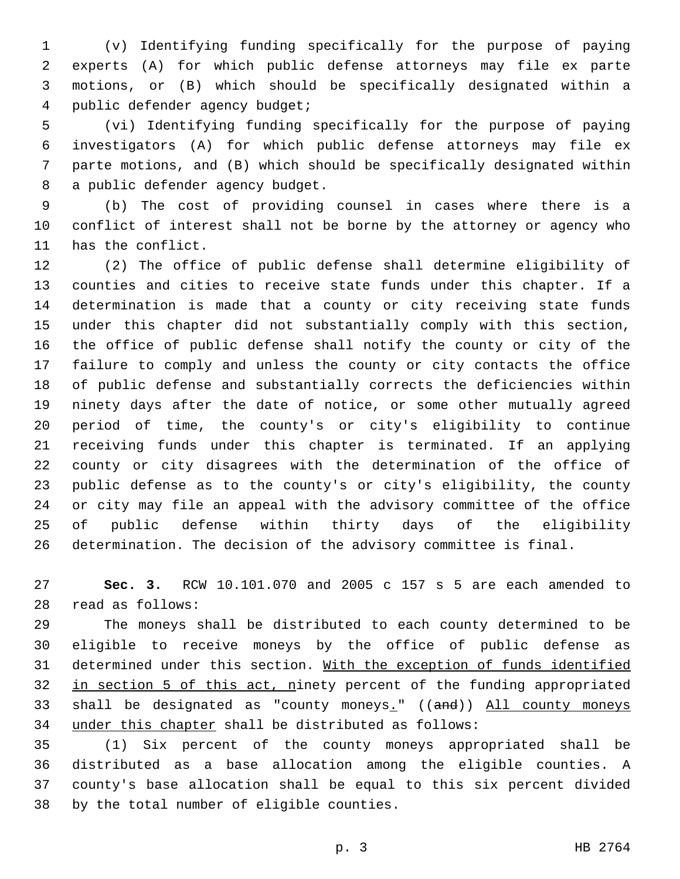(v) Identifying funding specifically for the purpose of paying experts (A) for which public defense attorneys may file ex parte motions, or (B) which should be specifically designated within a public defender agency budget;

(vi) Identifying funding specifically for the purpose of paying investigators (A) for which public defense attorneys may file ex parte motions, and (B) which should be specifically designated within a public defender agency budget.

(b) The cost of providing counsel in cases where there is a conflict of interest shall not be borne by the attorney or agency who has the conflict.

(2) The office of public defense shall determine eligibility of counties and cities to receive state funds under this chapter. If a determination is made that a county or city receiving state funds under this chapter did not substantially comply with this section, the office of public defense shall notify the county or city of the failure to comply and unless the county or city contacts the office of public defense and substantially corrects the deficiencies within ninety days after the date of notice, or some other mutually agreed period of time, the county's or city's eligibility to continue receiving funds under this chapter is terminated. If an applying county or city disagrees with the determination of the office of public defense as to the county's or city's eligibility, the county or city may file an appeal with the advisory committee of the office of public defense within thirty days of the eligibility determination. The decision of the advisory committee is final.

**Sec. 3.** RCW 10.101.070 and 2005 c 157 s 5 are each amended to read as follows:

The moneys shall be distributed to each county determined to be eligible to receive moneys by the office of public defense as determined under this section. <u>With the exception of funds identified in section 5 of this act, n</u>inety percent of the funding appropriated shall be designated as "county moneys<u>.</u>" ((~~and~~)) <u>All county moneys under this chapter</u> shall be distributed as follows:

(1) Six percent of the county moneys appropriated shall be distributed as a base allocation among the eligible counties. A county's base allocation shall be equal to this six percent divided by the total number of eligible counties.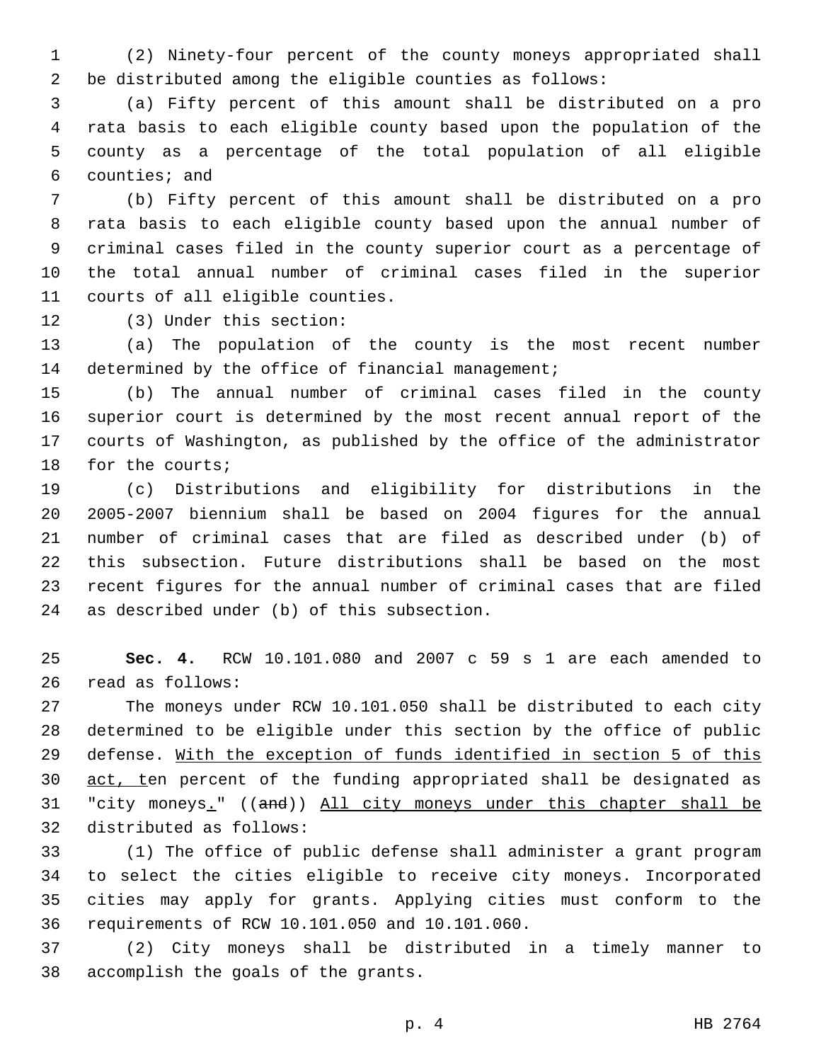(2) Ninety-four percent of the county moneys appropriated shall be distributed among the eligible counties as follows:

(a) Fifty percent of this amount shall be distributed on a pro rata basis to each eligible county based upon the population of the county as a percentage of the total population of all eligible counties; and

(b) Fifty percent of this amount shall be distributed on a pro rata basis to each eligible county based upon the annual number of criminal cases filed in the county superior court as a percentage of the total annual number of criminal cases filed in the superior courts of all eligible counties.

(3) Under this section:

(a) The population of the county is the most recent number determined by the office of financial management;

(b) The annual number of criminal cases filed in the county superior court is determined by the most recent annual report of the courts of Washington, as published by the office of the administrator for the courts;

(c) Distributions and eligibility for distributions in the 2005-2007 biennium shall be based on 2004 figures for the annual number of criminal cases that are filed as described under (b) of this subsection. Future distributions shall be based on the most recent figures for the annual number of criminal cases that are filed as described under (b) of this subsection.

**Sec. 4.** RCW 10.101.080 and 2007 c 59 s 1 are each amended to read as follows:

The moneys under RCW 10.101.050 shall be distributed to each city determined to be eligible under this section by the office of public defense. <u>With the exception of funds identified in section 5 of this act, t</u>en percent of the funding appropriated shall be designated as "city moneys<u>.</u>" ((~~and~~)) <u>All city moneys under this chapter shall be</u> distributed as follows:

(1) The office of public defense shall administer a grant program to select the cities eligible to receive city moneys. Incorporated cities may apply for grants. Applying cities must conform to the requirements of RCW 10.101.050 and 10.101.060.

(2) City moneys shall be distributed in a timely manner to accomplish the goals of the grants.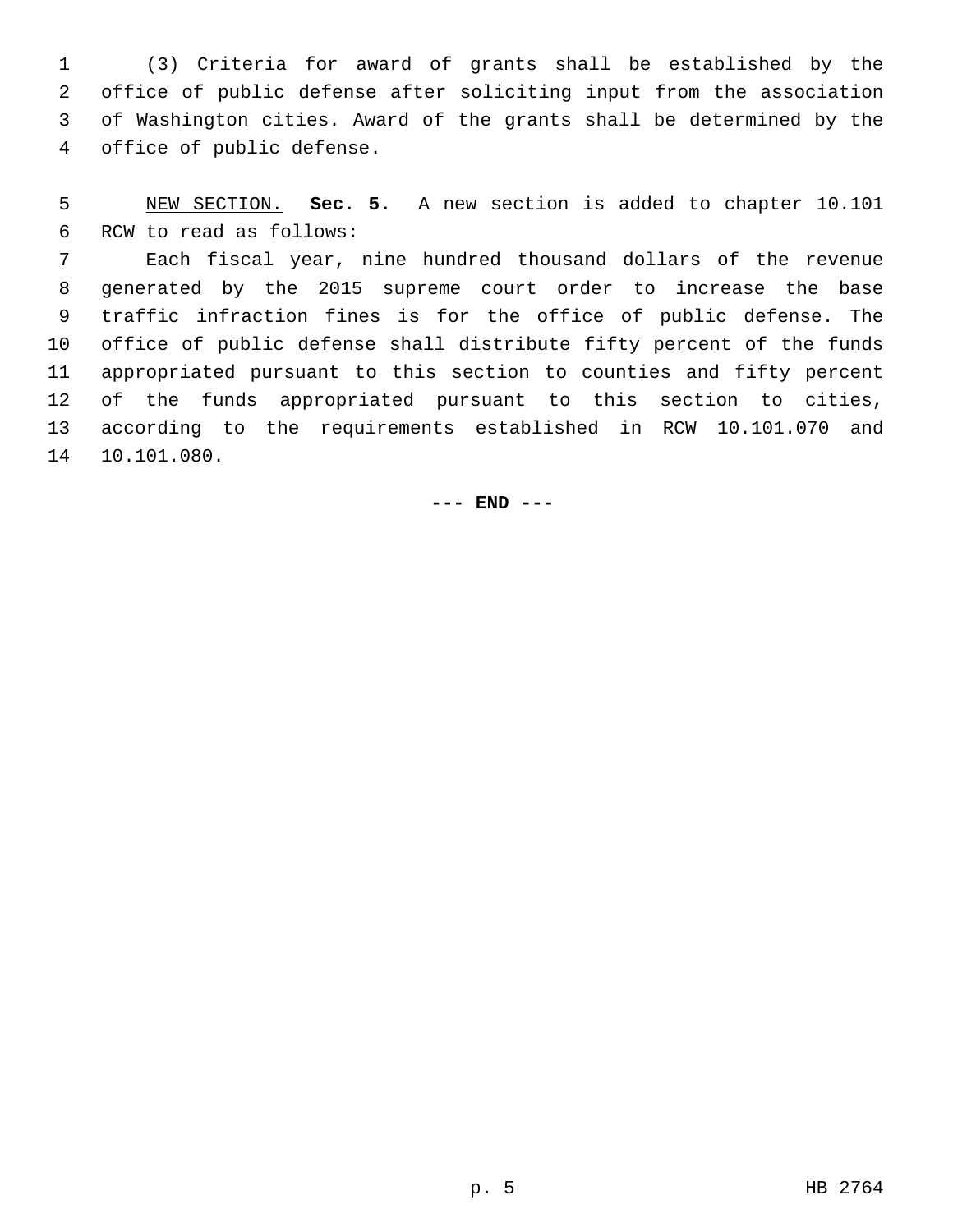(3) Criteria for award of grants shall be established by the office of public defense after soliciting input from the association of Washington cities. Award of the grants shall be determined by the office of public defense.

NEW SECTION. **Sec. 5.** A new section is added to chapter 10.101 RCW to read as follows:

Each fiscal year, nine hundred thousand dollars of the revenue generated by the 2015 supreme court order to increase the base traffic infraction fines is for the office of public defense. The office of public defense shall distribute fifty percent of the funds appropriated pursuant to this section to counties and fifty percent of the funds appropriated pursuant to this section to cities, according to the requirements established in RCW 10.101.070 and 10.101.080.

**--- END ---**